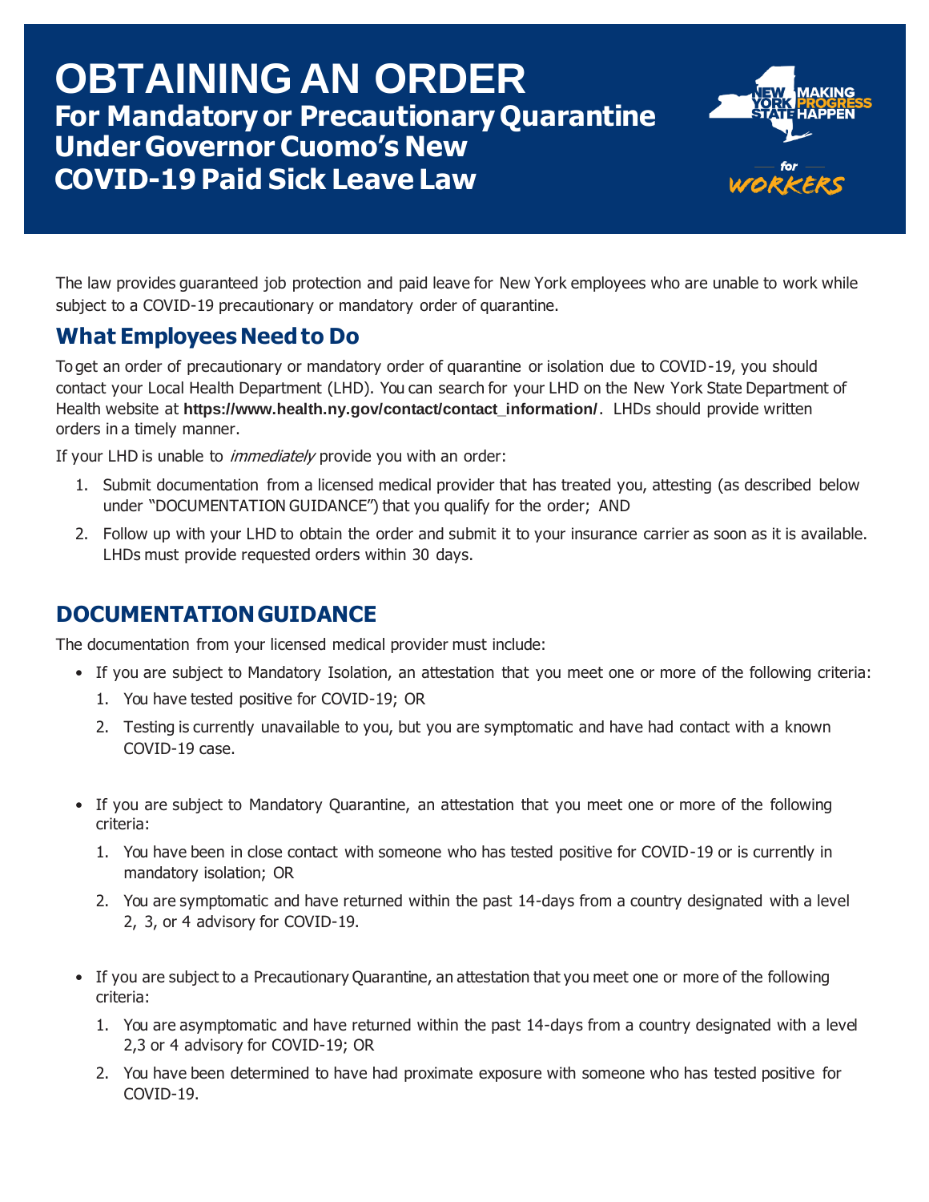# OBTAINING AN ORDER

## For Mandatory or Precautionary Quarantine Under Governor Cuomo's New COVID-19 Paid Sick Leave Law

NEW YORK STATE MAKING PROGRESS HAPPEN for WORKERS

The law provides guaranteed job protection and paid leave for New York employees who are unable to work while subject to a COVID-19 precautionary or mandatory order of quarantine.

## What Employees Need to Do

To get an order of precautionary or mandatory order of quarantine or isolation due to COVID-19, you should contact your Local Health Department (LHD). You can search for your LHD on the New York State Department of Health website at **https://www.health.ny.gov/contact/contact_information/**. LHDs should provide written orders in a timely manner.

If your LHD is unable to *immediately* provide you with an order:

1. Submit documentation from a licensed medical provider that has treated you, attesting (as described below under "DOCUMENTATION GUIDANCE") that you qualify for the order; AND
2. Follow up with your LHD to obtain the order and submit it to your insurance carrier as soon as it is available. LHDs must provide requested orders within 30 days.

## DOCUMENTATION GUIDANCE

The documentation from your licensed medical provider must include:

- If you are subject to Mandatory Isolation, an attestation that you meet one or more of the following criteria:
  1. You have tested positive for COVID-19; OR
  2. Testing is currently unavailable to you, but you are symptomatic and have had contact with a known COVID-19 case.

- If you are subject to Mandatory Quarantine, an attestation that you meet one or more of the following criteria:
  1. You have been in close contact with someone who has tested positive for COVID-19 or is currently in mandatory isolation; OR
  2. You are symptomatic and have returned within the past 14-days from a country designated with a level 2, 3, or 4 advisory for COVID-19.

- If you are subject to a Precautionary Quarantine, an attestation that you meet one or more of the following criteria:
  1. You are asymptomatic and have returned within the past 14-days from a country designated with a level 2,3 or 4 advisory for COVID-19; OR
  2. You have been determined to have had proximate exposure with someone who has tested positive for COVID-19.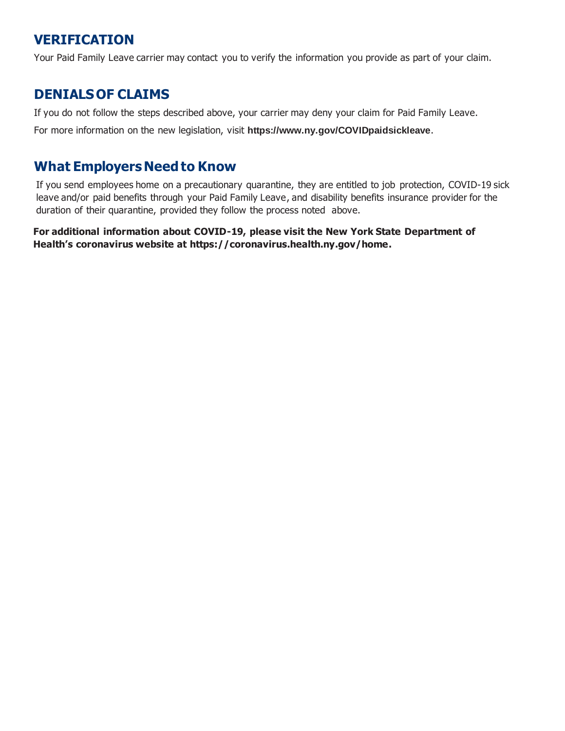## VERIFICATION

Your Paid Family Leave carrier may contact you to verify the information you provide as part of your claim.

## DENIALS OF CLAIMS

If you do not follow the steps described above, your carrier may deny your claim for Paid Family Leave.

For more information on the new legislation, visit **https://www.ny.gov/COVIDpaidsickleave**.

## What Employers Need to Know

If you send employees home on a precautionary quarantine, they are entitled to job protection, COVID-19 sick leave and/or paid benefits through your Paid Family Leave, and disability benefits insurance provider for the duration of their quarantine, provided they follow the process noted above.

**For additional information about COVID-19, please visit the New York State Department of Health's coronavirus website at https://coronavirus.health.ny.gov/home.**